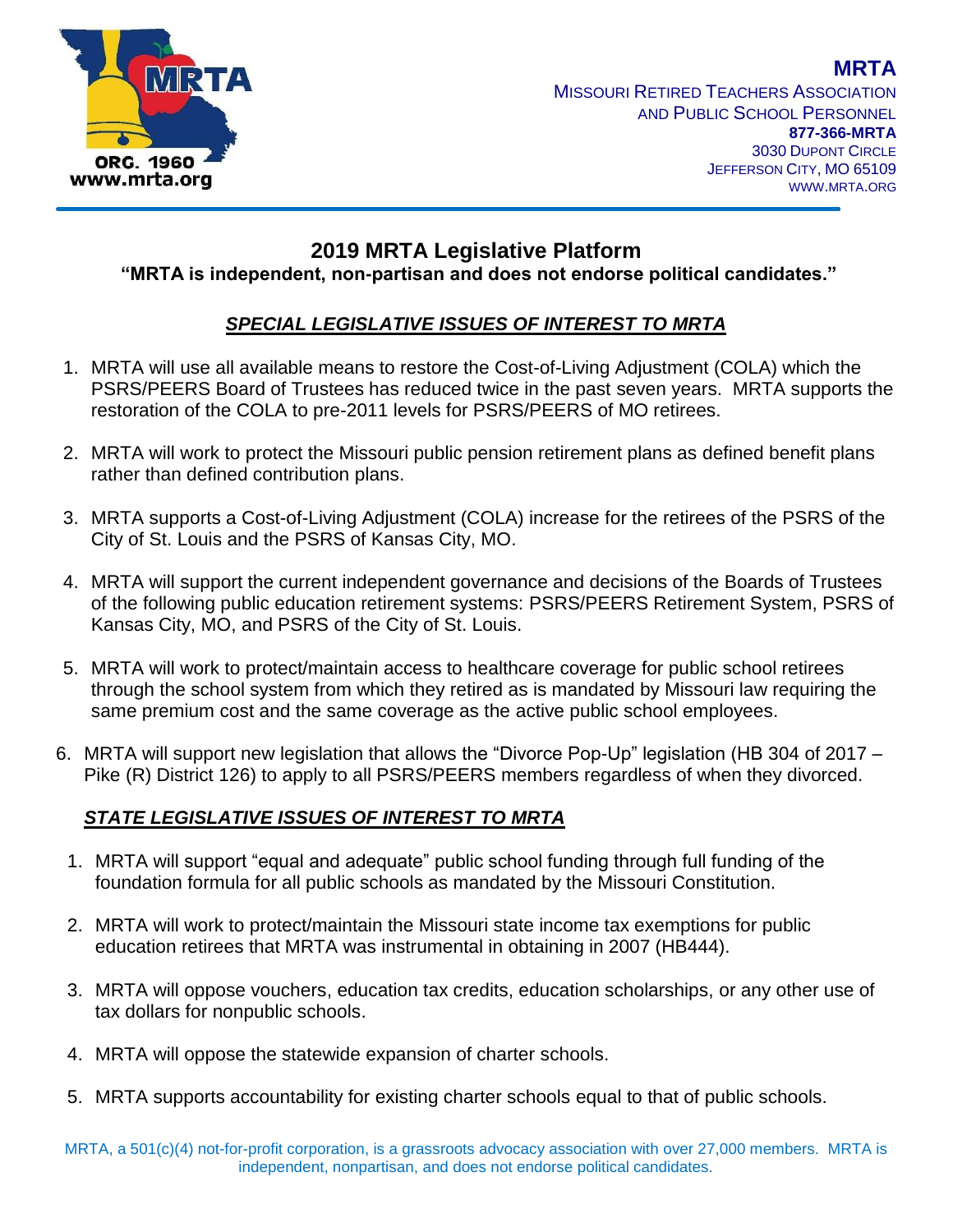**MRTA**

MISSOURI RETIRED TEACHERS ASSOCIATION
AND PUBLIC SCHOOL PERSONNEL
**877-366-MRTA**
3030 DUPONT CIRCLE
JEFFERSON CITY, MO 65109
WWW.MRTA.ORG

ORG. 1960
www.mrta.org

# 2019 MRTA Legislative Platform

**"MRTA is independent, non-partisan and does not endorse political candidates."**

## ***SPECIAL LEGISLATIVE ISSUES OF INTEREST TO MRTA***

1. MRTA will use all available means to restore the Cost-of-Living Adjustment (COLA) which the PSRS/PEERS Board of Trustees has reduced twice in the past seven years. MRTA supports the restoration of the COLA to pre-2011 levels for PSRS/PEERS of MO retirees.

2. MRTA will work to protect the Missouri public pension retirement plans as defined benefit plans rather than defined contribution plans.

3. MRTA supports a Cost-of-Living Adjustment (COLA) increase for the retirees of the PSRS of the City of St. Louis and the PSRS of Kansas City, MO.

4. MRTA will support the current independent governance and decisions of the Boards of Trustees of the following public education retirement systems: PSRS/PEERS Retirement System, PSRS of Kansas City, MO, and PSRS of the City of St. Louis.

5. MRTA will work to protect/maintain access to healthcare coverage for public school retirees through the school system from which they retired as is mandated by Missouri law requiring the same premium cost and the same coverage as the active public school employees.

6. MRTA will support new legislation that allows the "Divorce Pop-Up" legislation (HB 304 of 2017 – Pike (R) District 126) to apply to all PSRS/PEERS members regardless of when they divorced.

## ***STATE LEGISLATIVE ISSUES OF INTEREST TO MRTA***

1. MRTA will support "equal and adequate" public school funding through full funding of the foundation formula for all public schools as mandated by the Missouri Constitution.

2. MRTA will work to protect/maintain the Missouri state income tax exemptions for public education retirees that MRTA was instrumental in obtaining in 2007 (HB444).

3. MRTA will oppose vouchers, education tax credits, education scholarships, or any other use of tax dollars for nonpublic schools.

4. MRTA will oppose the statewide expansion of charter schools.

5. MRTA supports accountability for existing charter schools equal to that of public schools.

MRTA, a 501(c)(4) not-for-profit corporation, is a grassroots advocacy association with over 27,000 members. MRTA is independent, nonpartisan, and does not endorse political candidates.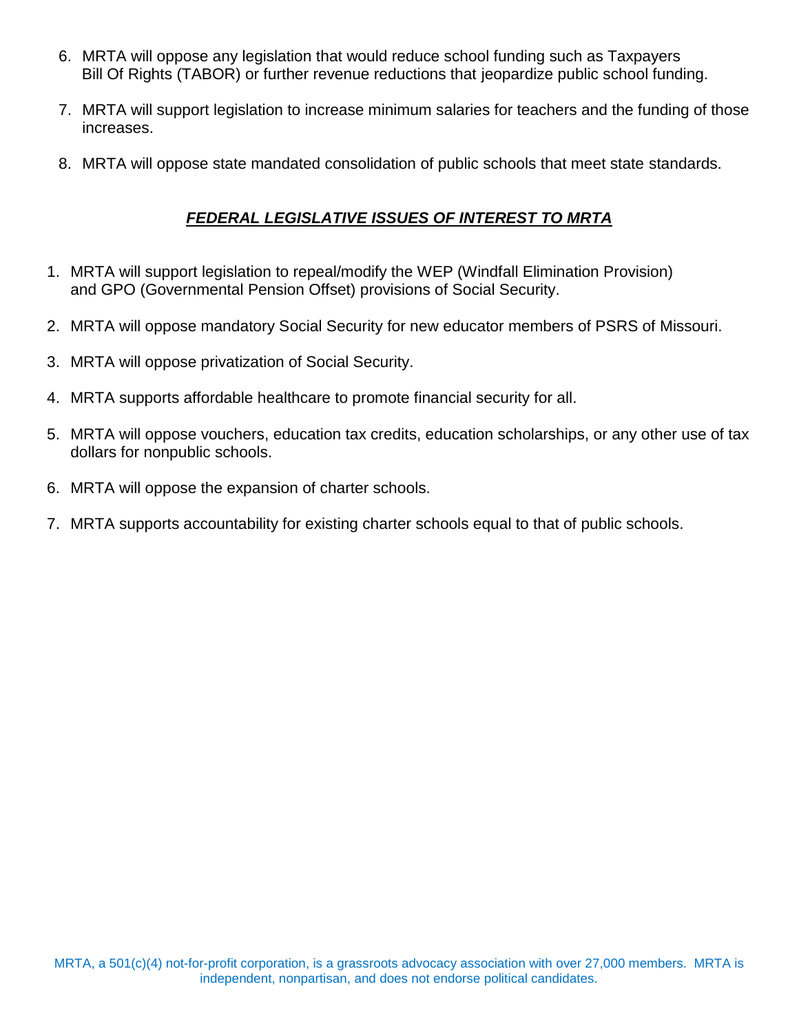6. MRTA will oppose any legislation that would reduce school funding such as Taxpayers Bill Of Rights (TABOR) or further revenue reductions that jeopardize public school funding.

7. MRTA will support legislation to increase minimum salaries for teachers and the funding of those increases.

8. MRTA will oppose state mandated consolidation of public schools that meet state standards.

## ***FEDERAL LEGISLATIVE ISSUES OF INTEREST TO MRTA***

1. MRTA will support legislation to repeal/modify the WEP (Windfall Elimination Provision) and GPO (Governmental Pension Offset) provisions of Social Security.

2. MRTA will oppose mandatory Social Security for new educator members of PSRS of Missouri.

3. MRTA will oppose privatization of Social Security.

4. MRTA supports affordable healthcare to promote financial security for all.

5. MRTA will oppose vouchers, education tax credits, education scholarships, or any other use of tax dollars for nonpublic schools.

6. MRTA will oppose the expansion of charter schools.

7. MRTA supports accountability for existing charter schools equal to that of public schools.

MRTA, a 501(c)(4) not-for-profit corporation, is a grassroots advocacy association with over 27,000 members. MRTA is independent, nonpartisan, and does not endorse political candidates.